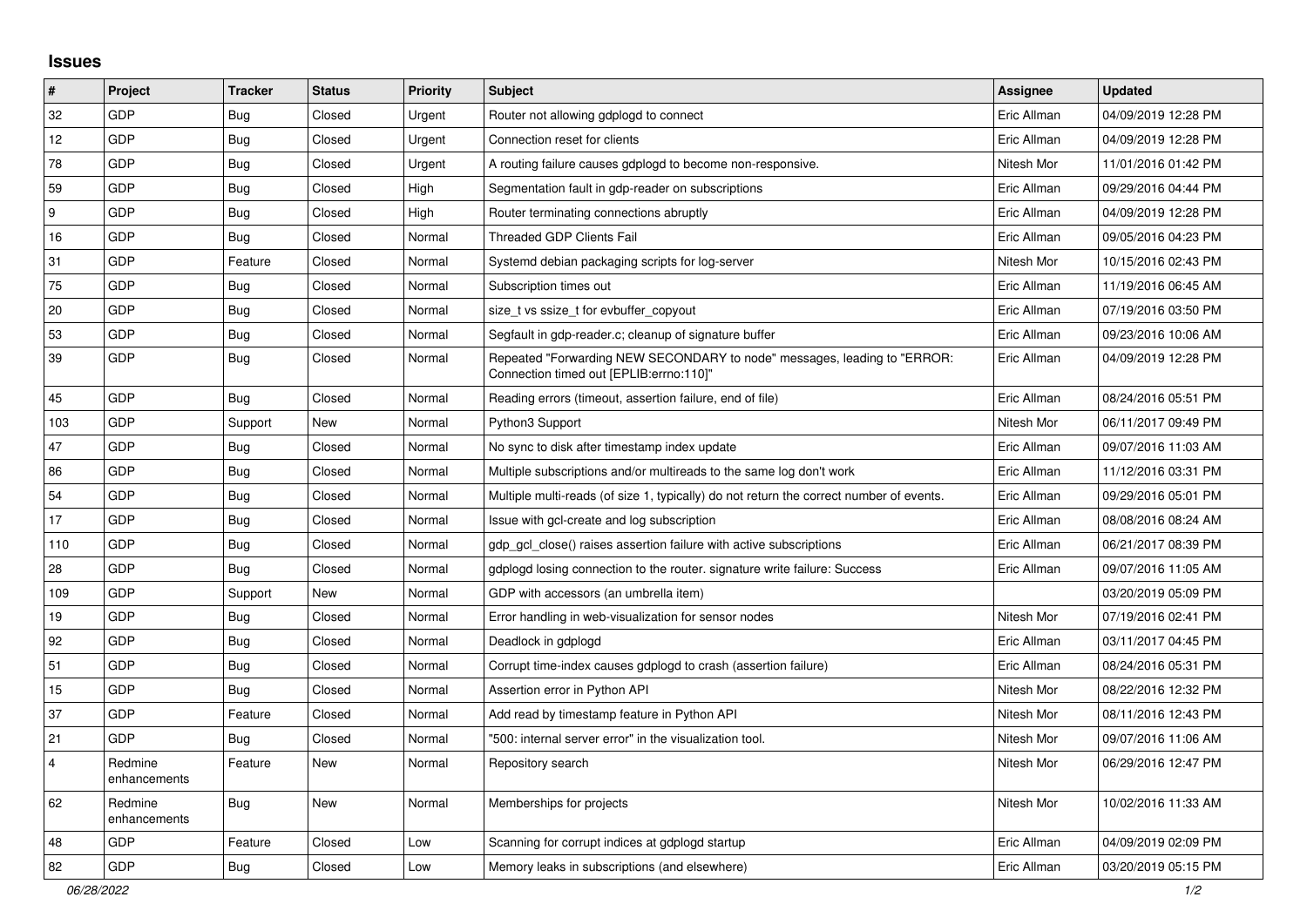## Issues

| # | Project | Tracker | Status | Priority | Subject | Assignee | Updated |
|---|---|---|---|---|---|---|---|
| 32 | GDP | Bug | Closed | Urgent | Router not allowing gdplogd to connect | Eric Allman | 04/09/2019 12:28 PM |
| 12 | GDP | Bug | Closed | Urgent | Connection reset for clients | Eric Allman | 04/09/2019 12:28 PM |
| 78 | GDP | Bug | Closed | Urgent | A routing failure causes gdplogd to become non-responsive. | Nitesh Mor | 11/01/2016 01:42 PM |
| 59 | GDP | Bug | Closed | High | Segmentation fault in gdp-reader on subscriptions | Eric Allman | 09/29/2016 04:44 PM |
| 9 | GDP | Bug | Closed | High | Router terminating connections abruptly | Eric Allman | 04/09/2019 12:28 PM |
| 16 | GDP | Bug | Closed | Normal | Threaded GDP Clients Fail | Eric Allman | 09/05/2016 04:23 PM |
| 31 | GDP | Feature | Closed | Normal | Systemd debian packaging scripts for log-server | Nitesh Mor | 10/15/2016 02:43 PM |
| 75 | GDP | Bug | Closed | Normal | Subscription times out | Eric Allman | 11/19/2016 06:45 AM |
| 20 | GDP | Bug | Closed | Normal | size_t vs ssize_t for evbuffer_copyout | Eric Allman | 07/19/2016 03:50 PM |
| 53 | GDP | Bug | Closed | Normal | Segfault in gdp-reader.c; cleanup of signature buffer | Eric Allman | 09/23/2016 10:06 AM |
| 39 | GDP | Bug | Closed | Normal | Repeated "Forwarding NEW SECONDARY to node" messages, leading to "ERROR: Connection timed out [EPLIB:errno:110]" | Eric Allman | 04/09/2019 12:28 PM |
| 45 | GDP | Bug | Closed | Normal | Reading errors (timeout, assertion failure, end of file) | Eric Allman | 08/24/2016 05:51 PM |
| 103 | GDP | Support | New | Normal | Python3 Support | Nitesh Mor | 06/11/2017 09:49 PM |
| 47 | GDP | Bug | Closed | Normal | No sync to disk after timestamp index update | Eric Allman | 09/07/2016 11:03 AM |
| 86 | GDP | Bug | Closed | Normal | Multiple subscriptions and/or multireads to the same log don't work | Eric Allman | 11/12/2016 03:31 PM |
| 54 | GDP | Bug | Closed | Normal | Multiple multi-reads (of size 1, typically) do not return the correct number of events. | Eric Allman | 09/29/2016 05:01 PM |
| 17 | GDP | Bug | Closed | Normal | Issue with gcl-create and log subscription | Eric Allman | 08/08/2016 08:24 AM |
| 110 | GDP | Bug | Closed | Normal | gdp_gcl_close() raises assertion failure with active subscriptions | Eric Allman | 06/21/2017 08:39 PM |
| 28 | GDP | Bug | Closed | Normal | gdplogd losing connection to the router. signature write failure: Success | Eric Allman | 09/07/2016 11:05 AM |
| 109 | GDP | Support | New | Normal | GDP with accessors (an umbrella item) | | 03/20/2019 05:09 PM |
| 19 | GDP | Bug | Closed | Normal | Error handling in web-visualization for sensor nodes | Nitesh Mor | 07/19/2016 02:41 PM |
| 92 | GDP | Bug | Closed | Normal | Deadlock in gdplogd | Eric Allman | 03/11/2017 04:45 PM |
| 51 | GDP | Bug | Closed | Normal | Corrupt time-index causes gdplogd to crash (assertion failure) | Eric Allman | 08/24/2016 05:31 PM |
| 15 | GDP | Bug | Closed | Normal | Assertion error in Python API | Nitesh Mor | 08/22/2016 12:32 PM |
| 37 | GDP | Feature | Closed | Normal | Add read by timestamp feature in Python API | Nitesh Mor | 08/11/2016 12:43 PM |
| 21 | GDP | Bug | Closed | Normal | "500: internal server error" in the visualization tool. | Nitesh Mor | 09/07/2016 11:06 AM |
| 4 | Redmine enhancements | Feature | New | Normal | Repository search | Nitesh Mor | 06/29/2016 12:47 PM |
| 62 | Redmine enhancements | Bug | New | Normal | Memberships for projects | Nitesh Mor | 10/02/2016 11:33 AM |
| 48 | GDP | Feature | Closed | Low | Scanning for corrupt indices at gdplogd startup | Eric Allman | 04/09/2019 02:09 PM |
| 82 | GDP | Bug | Closed | Low | Memory leaks in subscriptions (and elsewhere) | Eric Allman | 03/20/2019 05:15 PM |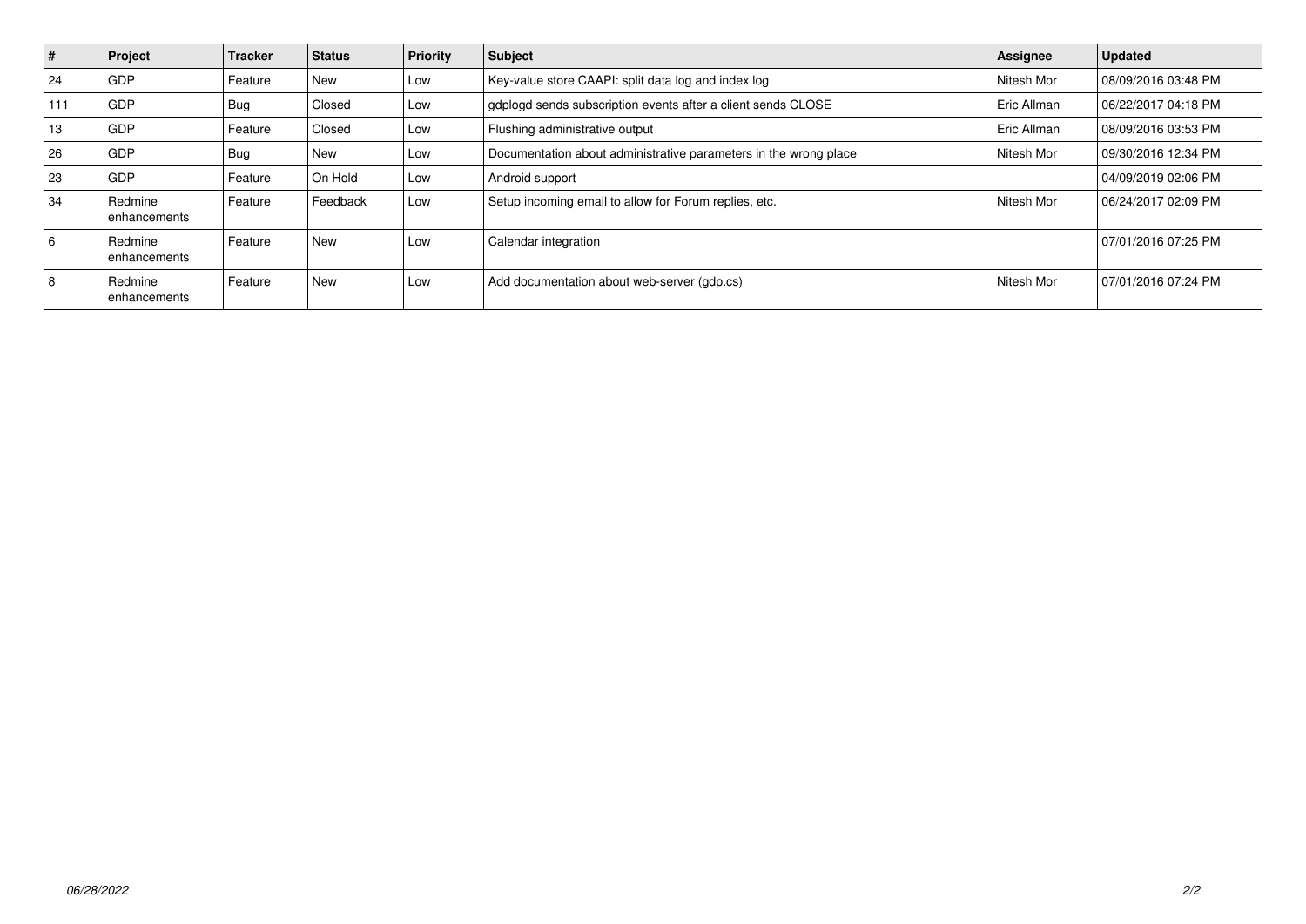| # | Project | Tracker | Status | Priority | Subject | Assignee | Updated |
|---|---|---|---|---|---|---|---|
| 24 | GDP | Feature | New | Low | Key-value store CAAPI: split data log and index log | Nitesh Mor | 08/09/2016 03:48 PM |
| 111 | GDP | Bug | Closed | Low | gdplogd sends subscription events after a client sends CLOSE | Eric Allman | 06/22/2017 04:18 PM |
| 13 | GDP | Feature | Closed | Low | Flushing administrative output | Eric Allman | 08/09/2016 03:53 PM |
| 26 | GDP | Bug | New | Low | Documentation about administrative parameters in the wrong place | Nitesh Mor | 09/30/2016 12:34 PM |
| 23 | GDP | Feature | On Hold | Low | Android support | | 04/09/2019 02:06 PM |
| 34 | Redmine enhancements | Feature | Feedback | Low | Setup incoming email to allow for Forum replies, etc. | Nitesh Mor | 06/24/2017 02:09 PM |
| 6 | Redmine enhancements | Feature | New | Low | Calendar integration | | 07/01/2016 07:25 PM |
| 8 | Redmine enhancements | Feature | New | Low | Add documentation about web-server (gdp.cs) | Nitesh Mor | 07/01/2016 07:24 PM |